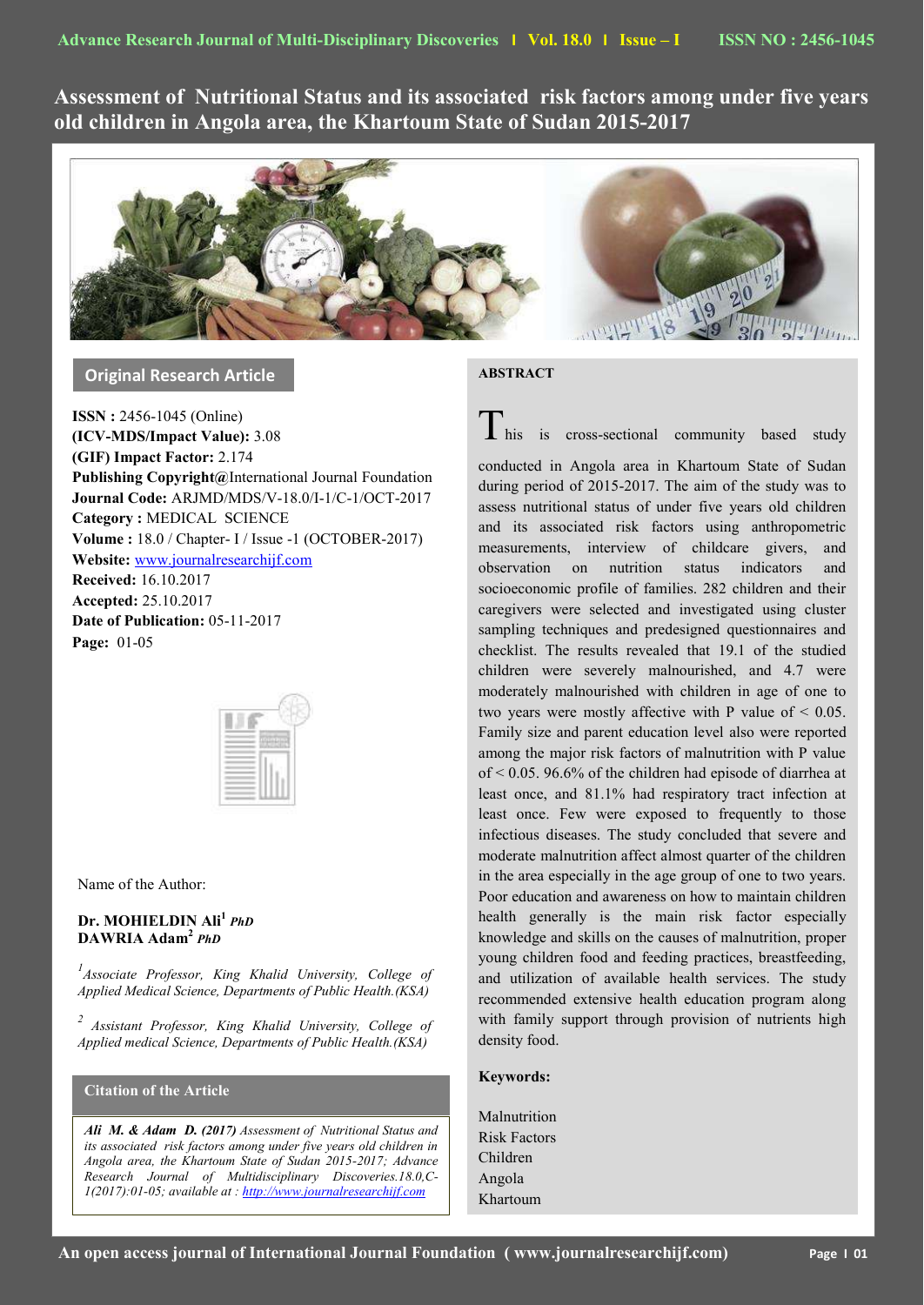# Assessment of Nutritional Status and its associated risk factors among under five years old children in Angola area, the Khartoum State of Sudan 2015-2017

## Original Research Article

**ISSN :** 2456-1045 (Online)
**(ICV-MDS/Impact Value):** 3.08
**(GIF) Impact Factor:** 2.174
**Publishing Copyright@**International Journal Foundation
**Journal Code:** ARJMD/MDS/V-18.0/I-1/C-1/OCT-2017
**Category :** MEDICAL SCIENCE
**Volume :** 18.0 / Chapter- I / Issue -1 (OCTOBER-2017)
**Website:** www.journalresearchijf.com
**Received:** 16.10.2017
**Accepted:** 25.10.2017
**Date of Publication:** 05-11-2017
**Page:** 01-05

Name of the Author:

**Dr. MOHIELDIN Ali**[1] ***PhD***
**DAWRIA Adam**[2] ***PhD***

*[1]Associate Professor, King Khalid University, College of Applied Medical Science, Departments of Public Health.(KSA)*

*[2] Assistant Professor, King Khalid University, College of Applied medical Science, Departments of Public Health.(KSA)*

**Citation of the Article**

***Ali M. & Adam D. (2017)*** *Assessment of Nutritional Status and its associated risk factors among under five years old children in Angola area, the Khartoum State of Sudan 2015-2017; Advance Research Journal of Multidisciplinary Discoveries.18.0,C-1(2017):01-05; available at : http://www.journalresearchijf.com*

## ABSTRACT

This is cross-sectional community based study conducted in Angola area in Khartoum State of Sudan during period of 2015-2017. The aim of the study was to assess nutritional status of under five years old children and its associated risk factors using anthropometric measurements, interview of childcare givers, and observation on nutrition status indicators and socioeconomic profile of families. 282 children and their caregivers were selected and investigated using cluster sampling techniques and predesigned questionnaires and checklist. The results revealed that 19.1 of the studied children were severely malnourished, and 4.7 were moderately malnourished with children in age of one to two years were mostly affective with P value of < 0.05. Family size and parent education level also were reported among the major risk factors of malnutrition with P value of < 0.05. 96.6% of the children had episode of diarrhea at least once, and 81.1% had respiratory tract infection at least once. Few were exposed to frequently to those infectious diseases. The study concluded that severe and moderate malnutrition affect almost quarter of the children in the area especially in the age group of one to two years. Poor education and awareness on how to maintain children health generally is the main risk factor especially knowledge and skills on the causes of malnutrition, proper young children food and feeding practices, breastfeeding, and utilization of available health services. The study recommended extensive health education program along with family support through provision of nutrients high density food.

**Keywords:**

Malnutrition
Risk Factors
Children
Angola
Khartoum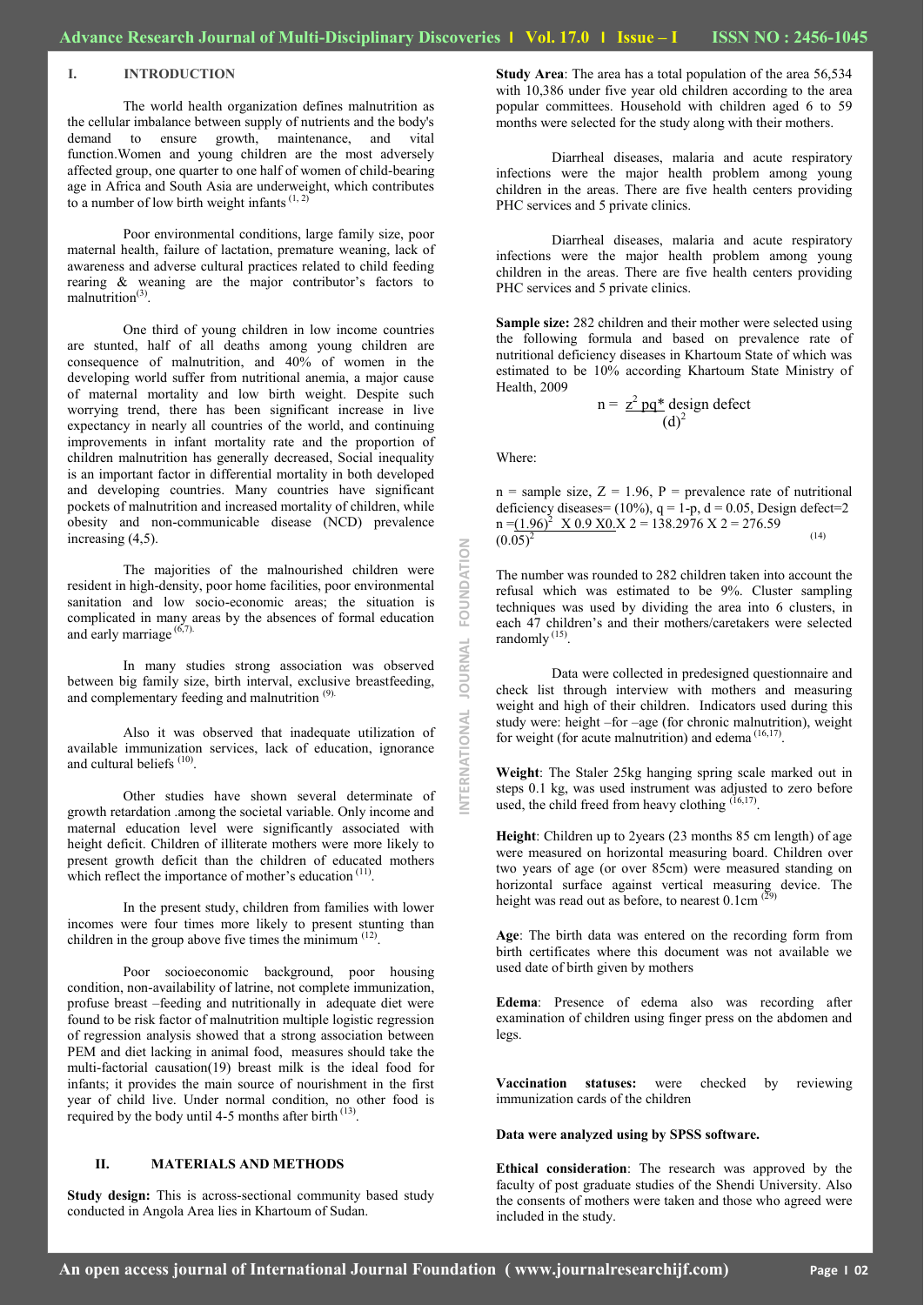## I. INTRODUCTION

The world health organization defines malnutrition as the cellular imbalance between supply of nutrients and the body's demand to ensure growth, maintenance, and vital function.Women and young children are the most adversely affected group, one quarter to one half of women of child-bearing age in Africa and South Asia are underweight, which contributes to a number of low birth weight infants [1, 2]

Poor environmental conditions, large family size, poor maternal health, failure of lactation, premature weaning, lack of awareness and adverse cultural practices related to child feeding rearing & weaning are the major contributor's factors to malnutrition[3].

One third of young children in low income countries are stunted, half of all deaths among young children are consequence of malnutrition, and 40% of women in the developing world suffer from nutritional anemia, a major cause of maternal mortality and low birth weight. Despite such worrying trend, there has been significant increase in live expectancy in nearly all countries of the world, and continuing improvements in infant mortality rate and the proportion of children malnutrition has generally decreased, Social inequality is an important factor in differential mortality in both developed and developing countries. Many countries have significant pockets of malnutrition and increased mortality of children, while obesity and non-communicable disease (NCD) prevalence increasing (4,5).

The majorities of the malnourished children were resident in high-density, poor home facilities, poor environmental sanitation and low socio-economic areas; the situation is complicated in many areas by the absences of formal education and early marriage [6,7].

In many studies strong association was observed between big family size, birth interval, exclusive breastfeeding, and complementary feeding and malnutrition [9].

Also it was observed that inadequate utilization of available immunization services, lack of education, ignorance and cultural beliefs [10].

Other studies have shown several determinate of growth retardation .among the societal variable. Only income and maternal education level were significantly associated with height deficit. Children of illiterate mothers were more likely to present growth deficit than the children of educated mothers which reflect the importance of mother's education [11].

In the present study, children from families with lower incomes were four times more likely to present stunting than children in the group above five times the minimum [12].

Poor socioeconomic background, poor housing condition, non-availability of latrine, not complete immunization, profuse breast –feeding and nutritionally in adequate diet were found to be risk factor of malnutrition multiple logistic regression of regression analysis showed that a strong association between PEM and diet lacking in animal food, measures should take the multi-factorial causation(19) breast milk is the ideal food for infants; it provides the main source of nourishment in the first year of child live. Under normal condition, no other food is required by the body until 4-5 months after birth [13].

## II. MATERIALS AND METHODS

**Study design:** This is across-sectional community based study conducted in Angola Area lies in Khartoum of Sudan.

**Study Area**: The area has a total population of the area 56,534 with 10,386 under five year old children according to the area popular committees. Household with children aged 6 to 59 months were selected for the study along with their mothers.

Diarrheal diseases, malaria and acute respiratory infections were the major health problem among young children in the areas. There are five health centers providing PHC services and 5 private clinics.

Diarrheal diseases, malaria and acute respiratory infections were the major health problem among young children in the areas. There are five health centers providing PHC services and 5 private clinics.

**Sample size:** 282 children and their mother were selected using the following formula and based on prevalence rate of nutritional deficiency diseases in Khartoum State of which was estimated to be 10% according Khartoum State Ministry of Health, 2009

$$n = \frac{z^2 pq^*}{(d)^2} \text{ design defect}$$

Where:

n = sample size, Z = 1.96, P = prevalence rate of nutritional deficiency diseases= (10%), q = 1-p, d = 0.05, Design defect=2

$$n = \frac{(1.96)^2 \ X\ 0.9\ X0.X}{(0.05)^2} 2 = 138.2976 \ X\ 2 = 276.59$$ [14]

The number was rounded to 282 children taken into account the refusal which was estimated to be 9%. Cluster sampling techniques was used by dividing the area into 6 clusters, in each 47 children's and their mothers/caretakers were selected randomly [15].

Data were collected in predesigned questionnaire and check list through interview with mothers and measuring weight and high of their children. Indicators used during this study were: height –for –age (for chronic malnutrition), weight for weight (for acute malnutrition) and edema [16,17].

**Weight**: The Staler 25kg hanging spring scale marked out in steps 0.1 kg, was used instrument was adjusted to zero before used, the child freed from heavy clothing [16,17].

**Height**: Children up to 2years (23 months 85 cm length) of age were measured on horizontal measuring board. Children over two years of age (or over 85cm) were measured standing on horizontal surface against vertical measuring device. The height was read out as before, to nearest 0.1cm [29]

**Age**: The birth data was entered on the recording form from birth certificates where this document was not available we used date of birth given by mothers

**Edema**: Presence of edema also was recording after examination of children using finger press on the abdomen and legs.

**Vaccination statuses:** were checked by reviewing immunization cards of the children

**Data were analyzed using by SPSS software.**

**Ethical consideration**: The research was approved by the faculty of post graduate studies of the Shendi University. Also the consents of mothers were taken and those who agreed were included in the study.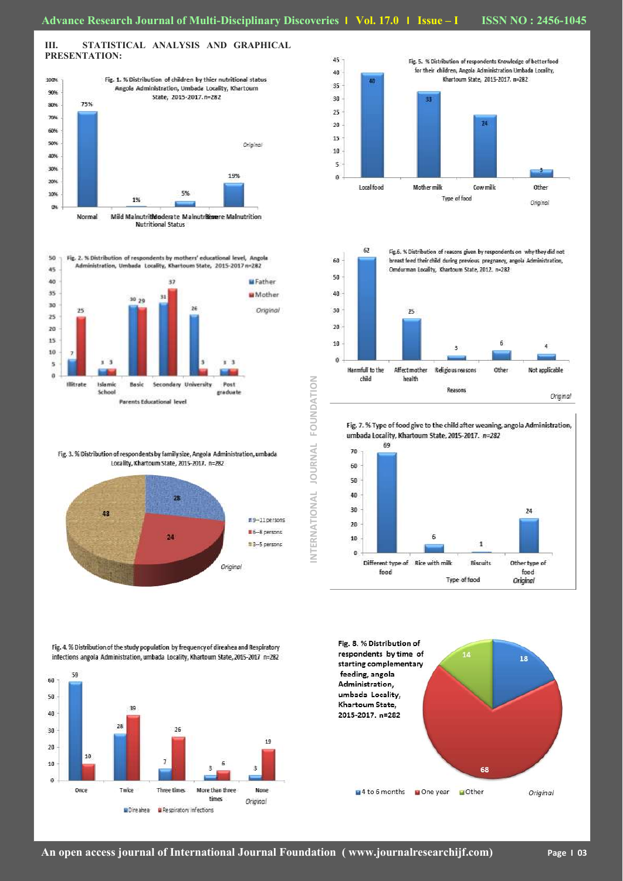## III. STATISTICAL ANALYSIS AND GRAPHICAL PRESENTATION:

Fig. 1. % Distribution of children by thier nutritional status Angola Administration, Umbada Locality, Khartoum State, 2015-2017. n=282

| Nutritional Status | % |
|---|---|
| Normal | 75% |
| Mild Malnutrition | 1% |
| Moderate Malnutrition | 5% |
| Severe Malnutrition | 19% |

Original

Fig. 2. % Distribution of respondents by mothers' educational level, Angola Administration, Umbada Locality, Khartoum State, 2015-2017 n=282

| Parents Educational level | Father | Mother |
|---|---|---|
| Illitrate | 7 | 25 |
| Islamic School | 3 | 3 |
| Basic | 30 | 29 |
| Secondary | 31 | 37 |
| University | 26 | 3 |
| Post graduate | 3 | 3 |

Original

Fig. 3. % Distribution of respondents by family size, Angola Administration, umbada Locality, Khartoum State, 2015-2017. n=282

| Family size | % |
|---|---|
| 9—11 persons | 28 |
| 6—8 persons | 24 |
| 3—5 persons | 48 |

Original

Fig. 4. % Distribution of the study population by frequency of direahea and Respiratory infections angola Administration, umbada Locality, Khartoum State, 2015-2017 n=282

| Frequency | Direahea | Respiratory infections |
|---|---|---|
| Once | 59 | 10 |
| Twice | 28 | 39 |
| Three times | 7 | 26 |
| More than three times | 3 | 6 |
| None | 3 | 19 |

Original

Fig. 5. % Distribution of respondents Knowledge of better food for their children, Angola Administration Umbada Locality, Khartoum State, 2015-2017. n=282

| Type of food | % |
|---|---|
| Local food | 40 |
| Mother milk | 33 |
| Cow milk | 24 |
| Other | 3 |

Original

Fig.6. % Distribution of reasons given by respondents on why they did not breast feed their child during previous pregnancy, angola Administration, Omdurman Locality, Khartoum State, 2012. n=282

| Reasons | % |
|---|---|
| Harmfull to the child | 62 |
| Affect mother health | 25 |
| Religious reasons | 3 |
| Other | 6 |
| Not applicable | 4 |

Original

Fig. 7. % Type of food give to the child after weaning, angola Administration, umbada Locality, Khartoum State, 2015-2017. n=282

| Type of food | % |
|---|---|
| Different type of food | 69 |
| Rice with milk | 6 |
| Biscuits | 1 |
| Other type of food | 24 |

Original

Fig. 8. % Distribution of respondents by time of starting complementary feeding, angola Administration, umbada Locality, Khartoum State, 2015-2017. n=282

| Time | % |
|---|---|
| 4 to 6 months | 18 |
| One year | 68 |
| Other | 14 |

Original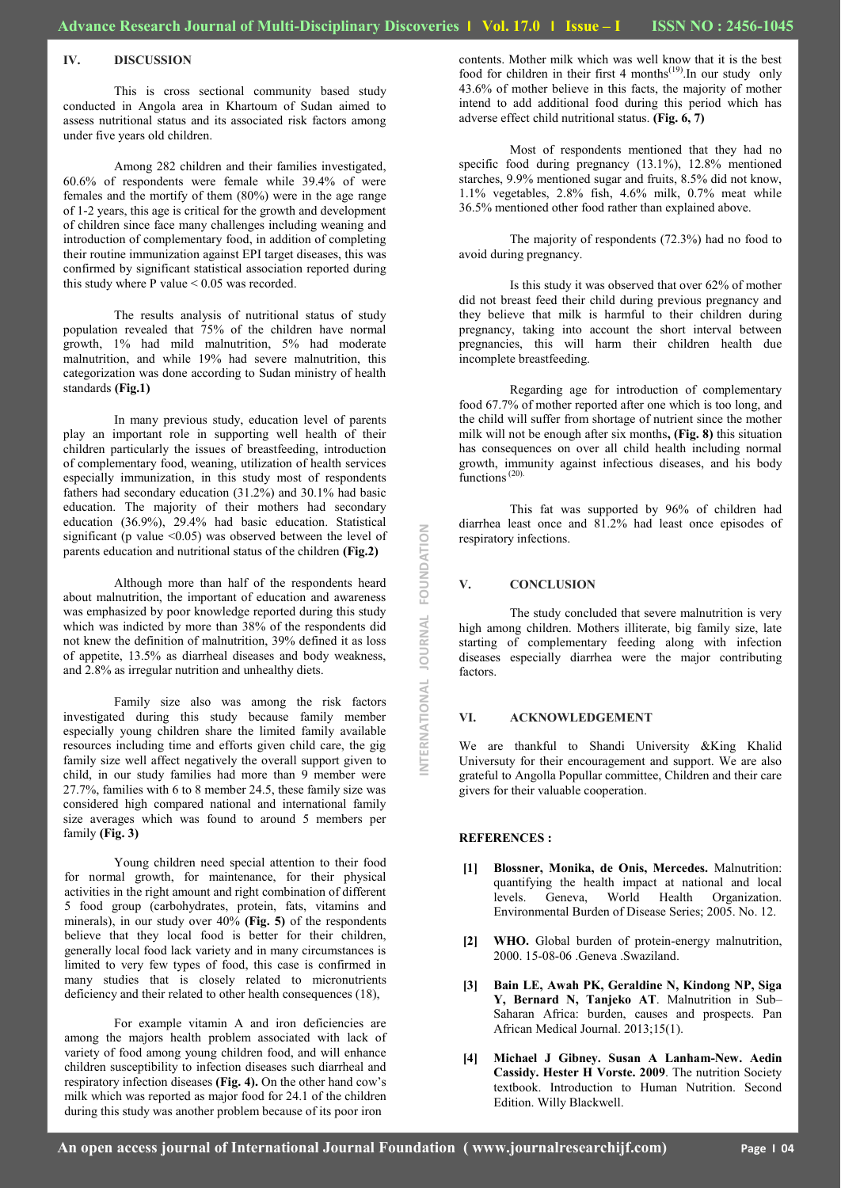## IV. DISCUSSION

This is cross sectional community based study conducted in Angola area in Khartoum of Sudan aimed to assess nutritional status and its associated risk factors among under five years old children.

Among 282 children and their families investigated, 60.6% of respondents were female while 39.4% of were females and the mortify of them (80%) were in the age range of 1-2 years, this age is critical for the growth and development of children since face many challenges including weaning and introduction of complementary food, in addition of completing their routine immunization against EPI target diseases, this was confirmed by significant statistical association reported during this study where P value < 0.05 was recorded.

The results analysis of nutritional status of study population revealed that 75% of the children have normal growth, 1% had mild malnutrition, 5% had moderate malnutrition, and while 19% had severe malnutrition, this categorization was done according to Sudan ministry of health standards **(Fig.1)**

In many previous study, education level of parents play an important role in supporting well health of their children particularly the issues of breastfeeding, introduction of complementary food, weaning, utilization of health services especially immunization, in this study most of respondents fathers had secondary education (31.2%) and 30.1% had basic education. The majority of their mothers had secondary education (36.9%), 29.4% had basic education. Statistical significant (p value <0.05) was observed between the level of parents education and nutritional status of the children **(Fig.2)**

Although more than half of the respondents heard about malnutrition, the important of education and awareness was emphasized by poor knowledge reported during this study which was indicted by more than 38% of the respondents did not knew the definition of malnutrition, 39% defined it as loss of appetite, 13.5% as diarrheal diseases and body weakness, and 2.8% as irregular nutrition and unhealthy diets.

Family size also was among the risk factors investigated during this study because family member especially young children share the limited family available resources including time and efforts given child care, the gig family size well affect negatively the overall support given to child, in our study families had more than 9 member were 27.7%, families with 6 to 8 member 24.5, these family size was considered high compared national and international family size averages which was found to around 5 members per family **(Fig. 3)**

Young children need special attention to their food for normal growth, for maintenance, for their physical activities in the right amount and right combination of different 5 food group (carbohydrates, protein, fats, vitamins and minerals), in our study over 40% **(Fig. 5)** of the respondents believe that they local food is better for their children, generally local food lack variety and in many circumstances is limited to very few types of food, this case is confirmed in many studies that is closely related to micronutrients deficiency and their related to other health consequences (18),

For example vitamin A and iron deficiencies are among the majors health problem associated with lack of variety of food among young children food, and will enhance children susceptibility to infection diseases such diarrheal and respiratory infection diseases **(Fig. 4).** On the other hand cow's milk which was reported as major food for 24.1 of the children during this study was another problem because of its poor iron contents. Mother milk which was well know that it is the best food for children in their first 4 months[19].In our study only 43.6% of mother believe in this facts, the majority of mother intend to add additional food during this period which has adverse effect child nutritional status. **(Fig. 6, 7)**

Most of respondents mentioned that they had no specific food during pregnancy (13.1%), 12.8% mentioned starches, 9.9% mentioned sugar and fruits, 8.5% did not know, 1.1% vegetables, 2.8% fish, 4.6% milk, 0.7% meat while 36.5% mentioned other food rather than explained above.

The majority of respondents (72.3%) had no food to avoid during pregnancy.

Is this study it was observed that over 62% of mother did not breast feed their child during previous pregnancy and they believe that milk is harmful to their children during pregnancy, taking into account the short interval between pregnancies, this will harm their children health due incomplete breastfeeding.

Regarding age for introduction of complementary food 67.7% of mother reported after one which is too long, and the child will suffer from shortage of nutrient since the mother milk will not be enough after six months**, (Fig. 8)** this situation has consequences on over all child health including normal growth, immunity against infectious diseases, and his body functions[20].

This fat was supported by 96% of children had diarrhea least once and 81.2% had least once episodes of respiratory infections.

## V. CONCLUSION

The study concluded that severe malnutrition is very high among children. Mothers illiterate, big family size, late starting of complementary feeding along with infection diseases especially diarrhea were the major contributing factors.

## VI. ACKNOWLEDGEMENT

We are thankful to Shandi University &King Khalid Universuty for their encouragement and support. We are also grateful to Angolla Popullar committee, Children and their care givers for their valuable cooperation.

## REFERENCES :

[1] **Blossner, Monika, de Onis, Mercedes.** Malnutrition: quantifying the health impact at national and local levels. Geneva, World Health Organization. Environmental Burden of Disease Series; 2005. No. 12.

[2] **WHO.** Global burden of protein-energy malnutrition, 2000. 15-08-06 .Geneva .Swaziland.

[3] **Bain LE, Awah PK, Geraldine N, Kindong NP, Siga Y, Bernard N, Tanjeko AT**. Malnutrition in Sub–Saharan Africa: burden, causes and prospects. Pan African Medical Journal. 2013;15(1).

[4] **Michael J Gibney. Susan A Lanham-New. Aedin Cassidy. Hester H Vorste. 2009**. The nutrition Society textbook. Introduction to Human Nutrition. Second Edition. Willy Blackwell.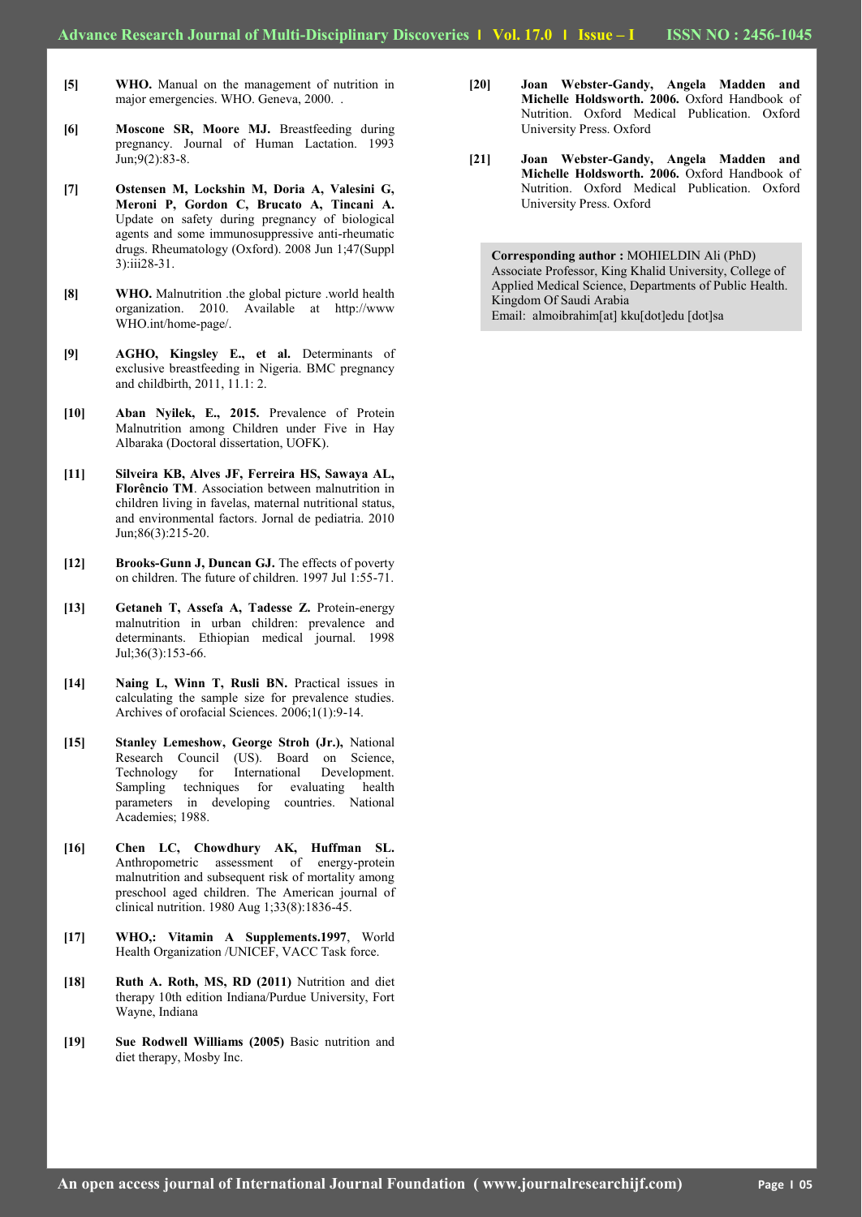**[5]** **WHO.** Manual on the management of nutrition in major emergencies. WHO. Geneva, 2000. .

**[6]** **Moscone SR, Moore MJ.** Breastfeeding during pregnancy. Journal of Human Lactation. 1993 Jun;9(2):83-8.

**[7]** **Ostensen M, Lockshin M, Doria A, Valesini G, Meroni P, Gordon C, Brucato A, Tincani A.** Update on safety during pregnancy of biological agents and some immunosuppressive anti-rheumatic drugs. Rheumatology (Oxford). 2008 Jun 1;47(Suppl 3):iii28-31.

**[8]** **WHO.** Malnutrition .the global picture .world health organization. 2010. Available at http://www WHO.int/home-page/.

**[9]** **AGHO, Kingsley E., et al.** Determinants of exclusive breastfeeding in Nigeria. BMC pregnancy and childbirth, 2011, 11.1: 2.

**[10]** **Aban Nyilek, E., 2015.** Prevalence of Protein Malnutrition among Children under Five in Hay Albaraka (Doctoral dissertation, UOFK).

**[11]** **Silveira KB, Alves JF, Ferreira HS, Sawaya AL, Florêncio TM**. Association between malnutrition in children living in favelas, maternal nutritional status, and environmental factors. Jornal de pediatria. 2010 Jun;86(3):215-20.

**[12]** **Brooks-Gunn J, Duncan GJ.** The effects of poverty on children. The future of children. 1997 Jul 1:55-71.

**[13]** **Getaneh T, Assefa A, Tadesse Z.** Protein-energy malnutrition in urban children: prevalence and determinants. Ethiopian medical journal. 1998 Jul;36(3):153-66.

**[14]** **Naing L, Winn T, Rusli BN.** Practical issues in calculating the sample size for prevalence studies. Archives of orofacial Sciences. 2006;1(1):9-14.

**[15]** **Stanley Lemeshow, George Stroh (Jr.),** National Research Council (US). Board on Science, Technology for International Development. Sampling techniques for evaluating health parameters in developing countries. National Academies; 1988.

**[16]** **Chen LC, Chowdhury AK, Huffman SL.** Anthropometric assessment of energy-protein malnutrition and subsequent risk of mortality among preschool aged children. The American journal of clinical nutrition. 1980 Aug 1;33(8):1836-45.

**[17]** **WHO,: Vitamin A Supplements.1997**, World Health Organization /UNICEF, VACC Task force.

**[18]** **Ruth A. Roth, MS, RD (2011)** Nutrition and diet therapy 10th edition Indiana/Purdue University, Fort Wayne, Indiana

**[19]** **Sue Rodwell Williams (2005)** Basic nutrition and diet therapy, Mosby Inc.

**[20]** **Joan Webster-Gandy, Angela Madden and Michelle Holdsworth. 2006.** Oxford Handbook of Nutrition. Oxford Medical Publication. Oxford University Press. Oxford

**[21]** **Joan Webster-Gandy, Angela Madden and Michelle Holdsworth. 2006.** Oxford Handbook of Nutrition. Oxford Medical Publication. Oxford University Press. Oxford

**Corresponding author :** MOHIELDIN Ali (PhD)
Associate Professor, King Khalid University, College of Applied Medical Science, Departments of Public Health. Kingdom Of Saudi Arabia
Email: almoibrahim[at] kku[dot]edu [dot]sa